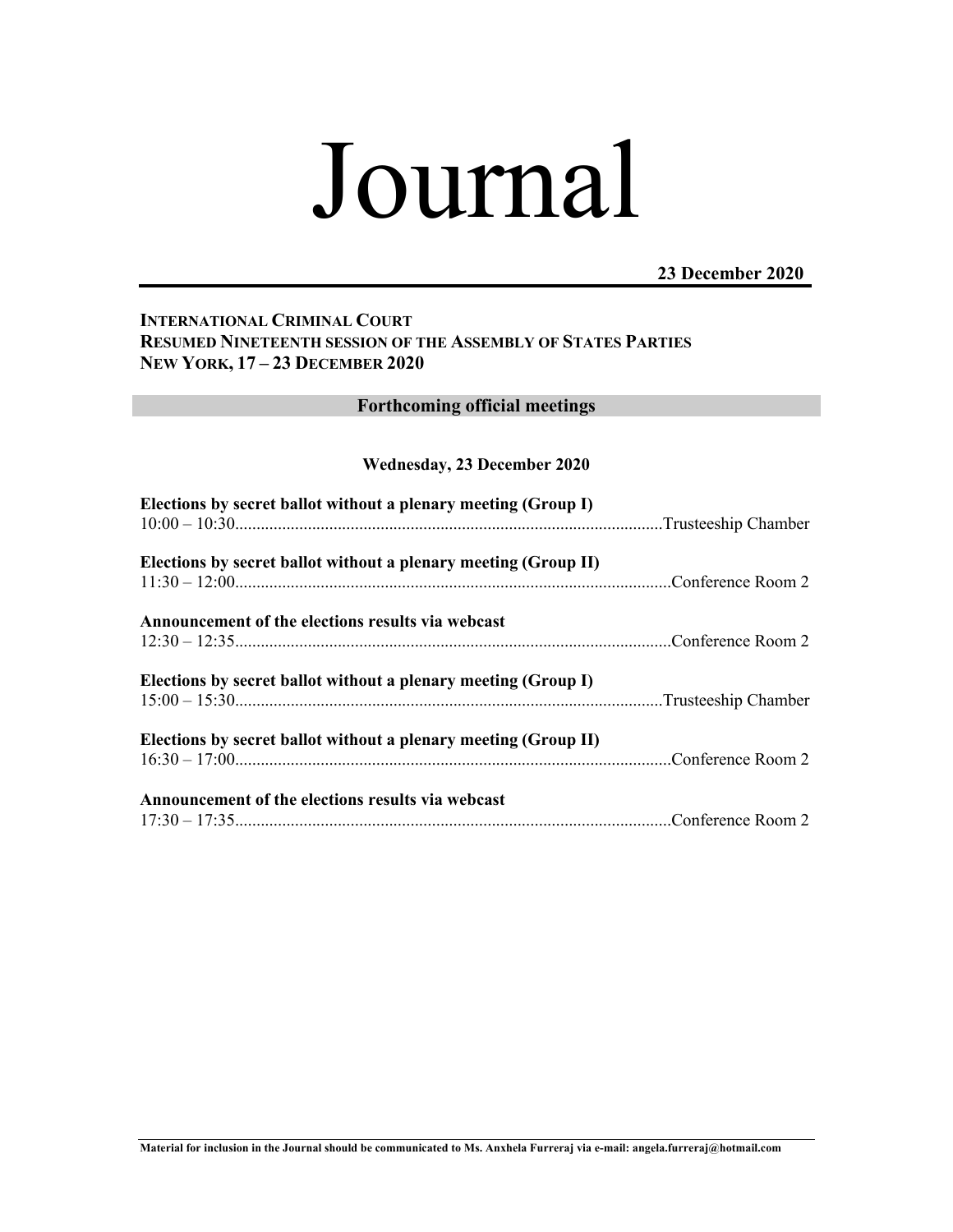# Journal

**23 December 2020**

**INTERNATIONAL CRIMINAL COURT**
**RESUMED NINETEENTH SESSION OF THE ASSEMBLY OF STATES PARTIES**
**NEW YORK, 17 – 23 DECEMBER 2020**

## Forthcoming official meetings

### Wednesday, 23 December 2020

**Elections by secret ballot without a plenary meeting (Group I)**
10:00 – 10:30....................................................................................................Trusteeship Chamber

**Elections by secret ballot without a plenary meeting (Group II)**
11:30 – 12:00.....................................................................................................Conference Room 2

**Announcement of the elections results via webcast**
12:30 – 12:35.....................................................................................................Conference Room 2

**Elections by secret ballot without a plenary meeting (Group I)**
15:00 – 15:30....................................................................................................Trusteeship Chamber

**Elections by secret ballot without a plenary meeting (Group II)**
16:30 – 17:00.....................................................................................................Conference Room 2

**Announcement of the elections results via webcast**
17:30 – 17:35.....................................................................................................Conference Room 2

**Material for inclusion in the Journal should be communicated to Ms. Anxhela Furreraj via e-mail: angela.furreraj@hotmail.com**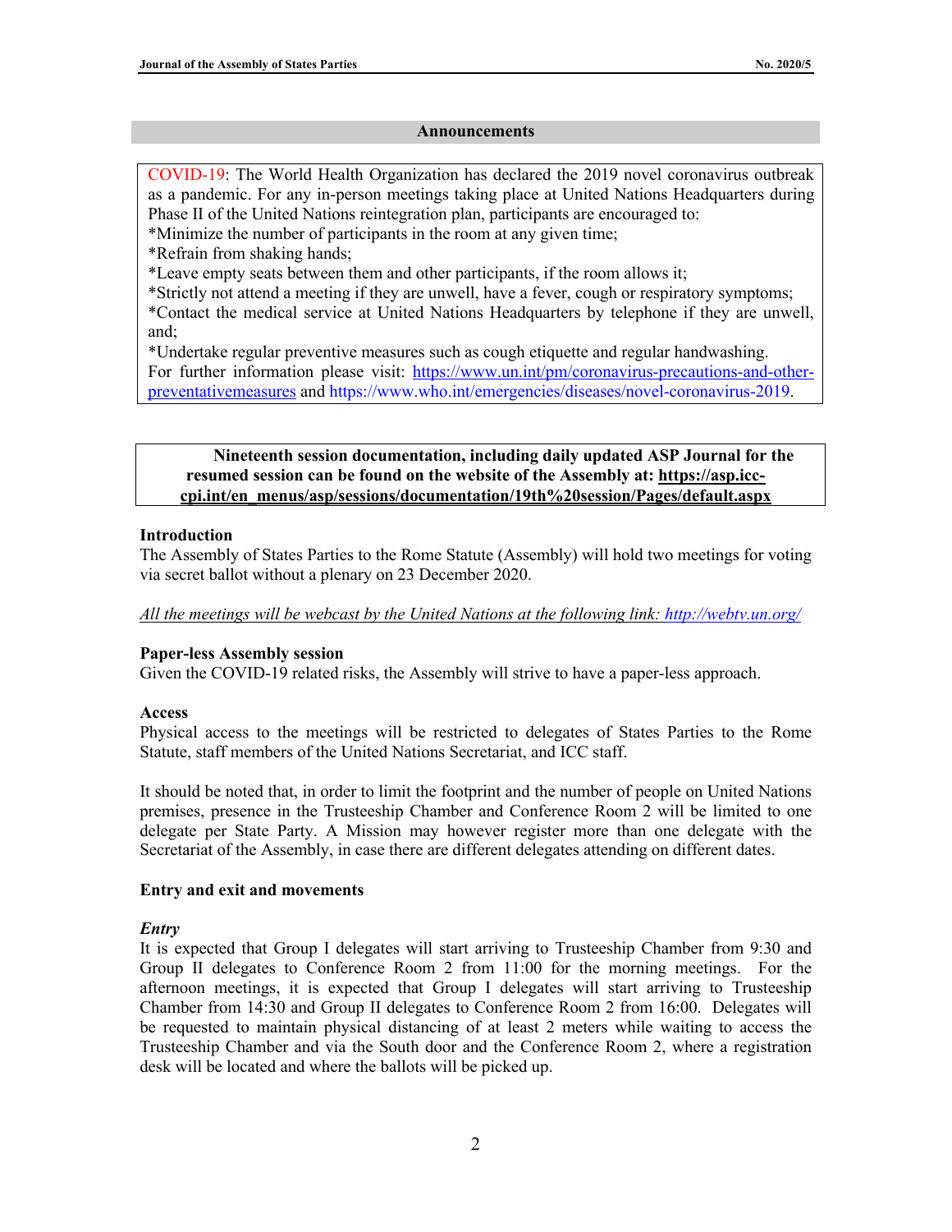## Announcements

COVID-19: The World Health Organization has declared the 2019 novel coronavirus outbreak as a pandemic. For any in-person meetings taking place at United Nations Headquarters during Phase II of the United Nations reintegration plan, participants are encouraged to:
*Minimize the number of participants in the room at any given time;
*Refrain from shaking hands;
*Leave empty seats between them and other participants, if the room allows it;
*Strictly not attend a meeting if they are unwell, have a fever, cough or respiratory symptoms;
*Contact the medical service at United Nations Headquarters by telephone if they are unwell, and;
*Undertake regular preventive measures such as cough etiquette and regular handwashing.
For further information please visit: https://www.un.int/pm/coronavirus-precautions-and-other-preventativemeasures and https://www.who.int/emergencies/diseases/novel-coronavirus-2019.

**Nineteenth session documentation, including daily updated ASP Journal for the resumed session can be found on the website of the Assembly at: https://asp.icc-cpi.int/en_menus/asp/sessions/documentation/19th%20session/Pages/default.aspx**

**Introduction**
The Assembly of States Parties to the Rome Statute (Assembly) will hold two meetings for voting via secret ballot without a plenary on 23 December 2020.

*All the meetings will be webcast by the United Nations at the following link: http://webtv.un.org/*

**Paper-less Assembly session**
Given the COVID-19 related risks, the Assembly will strive to have a paper-less approach.

**Access**
Physical access to the meetings will be restricted to delegates of States Parties to the Rome Statute, staff members of the United Nations Secretariat, and ICC staff.

It should be noted that, in order to limit the footprint and the number of people on United Nations premises, presence in the Trusteeship Chamber and Conference Room 2 will be limited to one delegate per State Party. A Mission may however register more than one delegate with the Secretariat of the Assembly, in case there are different delegates attending on different dates.

**Entry and exit and movements**

***Entry***
It is expected that Group I delegates will start arriving to Trusteeship Chamber from 9:30 and Group II delegates to Conference Room 2 from 11:00 for the morning meetings. For the afternoon meetings, it is expected that Group I delegates will start arriving to Trusteeship Chamber from 14:30 and Group II delegates to Conference Room 2 from 16:00. Delegates will be requested to maintain physical distancing of at least 2 meters while waiting to access the Trusteeship Chamber and via the South door and the Conference Room 2, where a registration desk will be located and where the ballots will be picked up.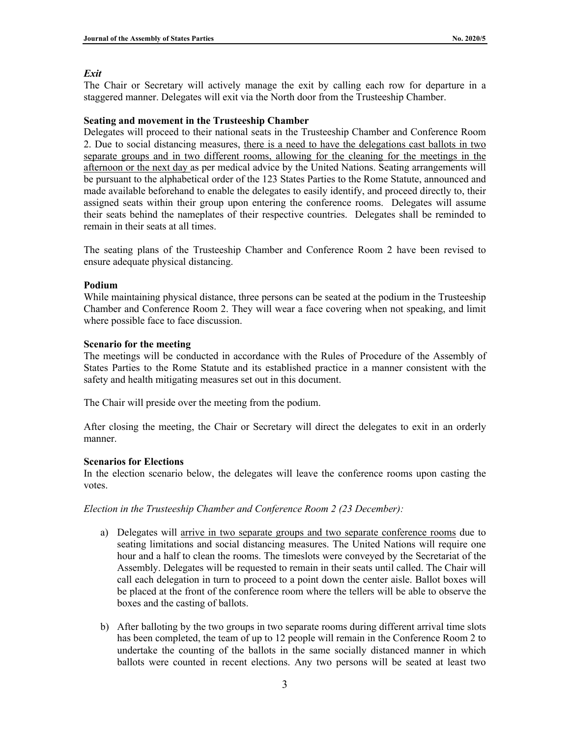***Exit***

The Chair or Secretary will actively manage the exit by calling each row for departure in a staggered manner. Delegates will exit via the North door from the Trusteeship Chamber.

**Seating and movement in the Trusteeship Chamber**

Delegates will proceed to their national seats in the Trusteeship Chamber and Conference Room 2. Due to social distancing measures, <u>there is a need to have the delegations cast ballots in two separate groups and in two different rooms, allowing for the cleaning for the meetings in the afternoon or the next day</u> as per medical advice by the United Nations. Seating arrangements will be pursuant to the alphabetical order of the 123 States Parties to the Rome Statute, announced and made available beforehand to enable the delegates to easily identify, and proceed directly to, their assigned seats within their group upon entering the conference rooms. Delegates will assume their seats behind the nameplates of their respective countries. Delegates shall be reminded to remain in their seats at all times.

The seating plans of the Trusteeship Chamber and Conference Room 2 have been revised to ensure adequate physical distancing.

**Podium**

While maintaining physical distance, three persons can be seated at the podium in the Trusteeship Chamber and Conference Room 2. They will wear a face covering when not speaking, and limit where possible face to face discussion.

**Scenario for the meeting**

The meetings will be conducted in accordance with the Rules of Procedure of the Assembly of States Parties to the Rome Statute and its established practice in a manner consistent with the safety and health mitigating measures set out in this document.

The Chair will preside over the meeting from the podium.

After closing the meeting, the Chair or Secretary will direct the delegates to exit in an orderly manner.

**Scenarios for Elections**

In the election scenario below, the delegates will leave the conference rooms upon casting the votes.

*Election in the Trusteeship Chamber and Conference Room 2 (23 December):*

a) Delegates will <u>arrive in two separate groups and two separate conference rooms</u> due to seating limitations and social distancing measures. The United Nations will require one hour and a half to clean the rooms. The timeslots were conveyed by the Secretariat of the Assembly. Delegates will be requested to remain in their seats until called. The Chair will call each delegation in turn to proceed to a point down the center aisle. Ballot boxes will be placed at the front of the conference room where the tellers will be able to observe the boxes and the casting of ballots.

b) After balloting by the two groups in two separate rooms during different arrival time slots has been completed, the team of up to 12 people will remain in the Conference Room 2 to undertake the counting of the ballots in the same socially distanced manner in which ballots were counted in recent elections. Any two persons will be seated at least two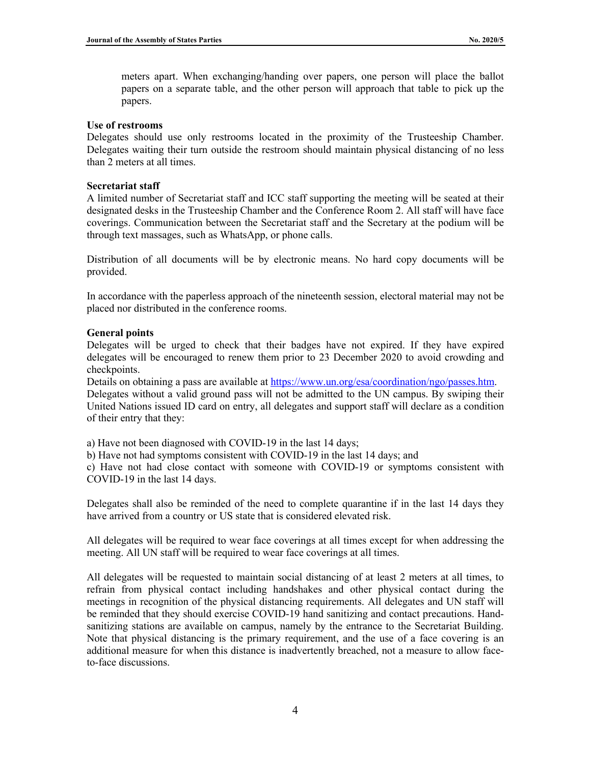meters apart. When exchanging/handing over papers, one person will place the ballot papers on a separate table, and the other person will approach that table to pick up the papers.

**Use of restrooms**

Delegates should use only restrooms located in the proximity of the Trusteeship Chamber. Delegates waiting their turn outside the restroom should maintain physical distancing of no less than 2 meters at all times.

**Secretariat staff**

A limited number of Secretariat staff and ICC staff supporting the meeting will be seated at their designated desks in the Trusteeship Chamber and the Conference Room 2. All staff will have face coverings. Communication between the Secretariat staff and the Secretary at the podium will be through text massages, such as WhatsApp, or phone calls.

Distribution of all documents will be by electronic means. No hard copy documents will be provided.

In accordance with the paperless approach of the nineteenth session, electoral material may not be placed nor distributed in the conference rooms.

**General points**

Delegates will be urged to check that their badges have not expired. If they have expired delegates will be encouraged to renew them prior to 23 December 2020 to avoid crowding and checkpoints.

Details on obtaining a pass are available at https://www.un.org/esa/coordination/ngo/passes.htm.

Delegates without a valid ground pass will not be admitted to the UN campus. By swiping their United Nations issued ID card on entry, all delegates and support staff will declare as a condition of their entry that they:

a) Have not been diagnosed with COVID-19 in the last 14 days;

b) Have not had symptoms consistent with COVID-19 in the last 14 days; and

c) Have not had close contact with someone with COVID-19 or symptoms consistent with COVID-19 in the last 14 days.

Delegates shall also be reminded of the need to complete quarantine if in the last 14 days they have arrived from a country or US state that is considered elevated risk.

All delegates will be required to wear face coverings at all times except for when addressing the meeting. All UN staff will be required to wear face coverings at all times.

All delegates will be requested to maintain social distancing of at least 2 meters at all times, to refrain from physical contact including handshakes and other physical contact during the meetings in recognition of the physical distancing requirements. All delegates and UN staff will be reminded that they should exercise COVID-19 hand sanitizing and contact precautions. Hand-sanitizing stations are available on campus, namely by the entrance to the Secretariat Building. Note that physical distancing is the primary requirement, and the use of a face covering is an additional measure for when this distance is inadvertently breached, not a measure to allow face-to-face discussions.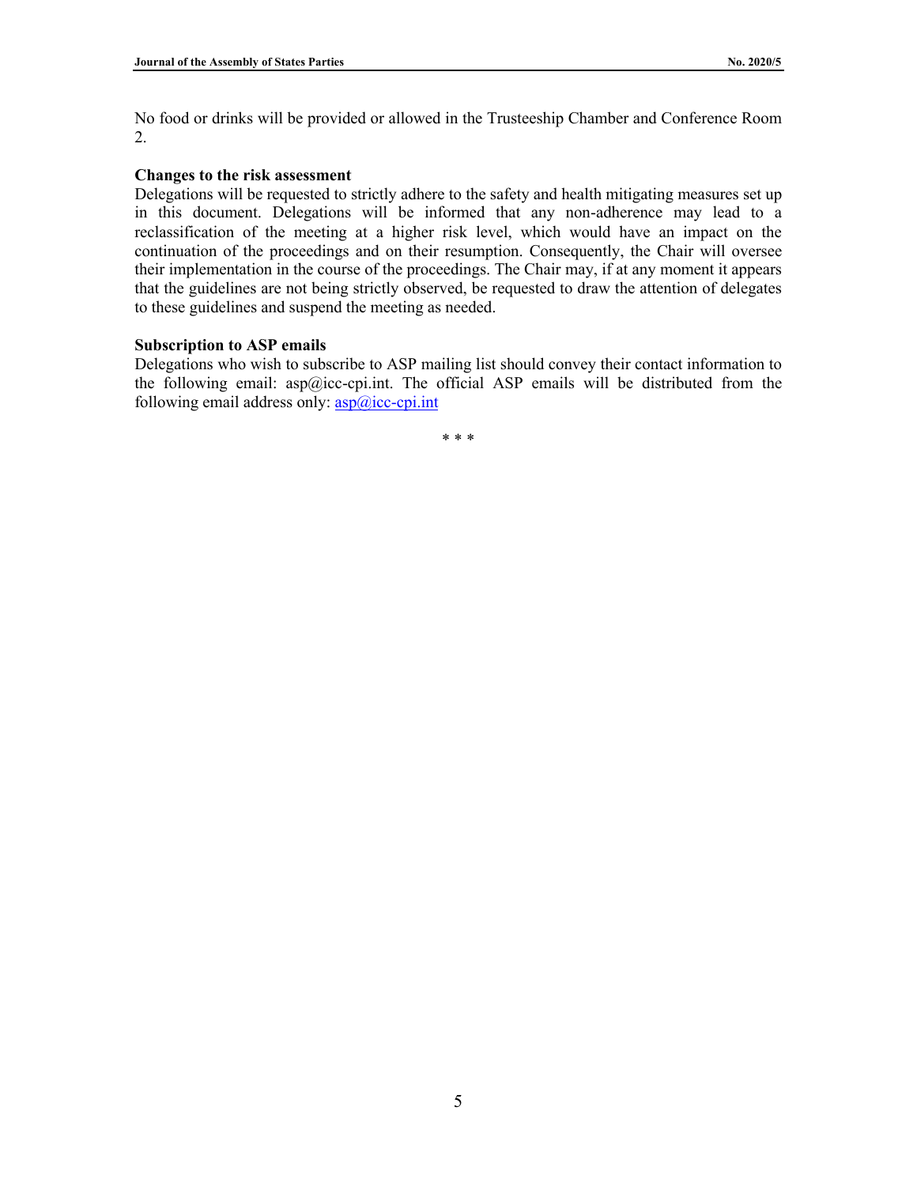No food or drinks will be provided or allowed in the Trusteeship Chamber and Conference Room 2.

**Changes to the risk assessment**

Delegations will be requested to strictly adhere to the safety and health mitigating measures set up in this document. Delegations will be informed that any non-adherence may lead to a reclassification of the meeting at a higher risk level, which would have an impact on the continuation of the proceedings and on their resumption. Consequently, the Chair will oversee their implementation in the course of the proceedings. The Chair may, if at any moment it appears that the guidelines are not being strictly observed, be requested to draw the attention of delegates to these guidelines and suspend the meeting as needed.

**Subscription to ASP emails**

Delegations who wish to subscribe to ASP mailing list should convey their contact information to the following email: asp@icc-cpi.int. The official ASP emails will be distributed from the following email address only: asp@icc-cpi.int

\* \* \*